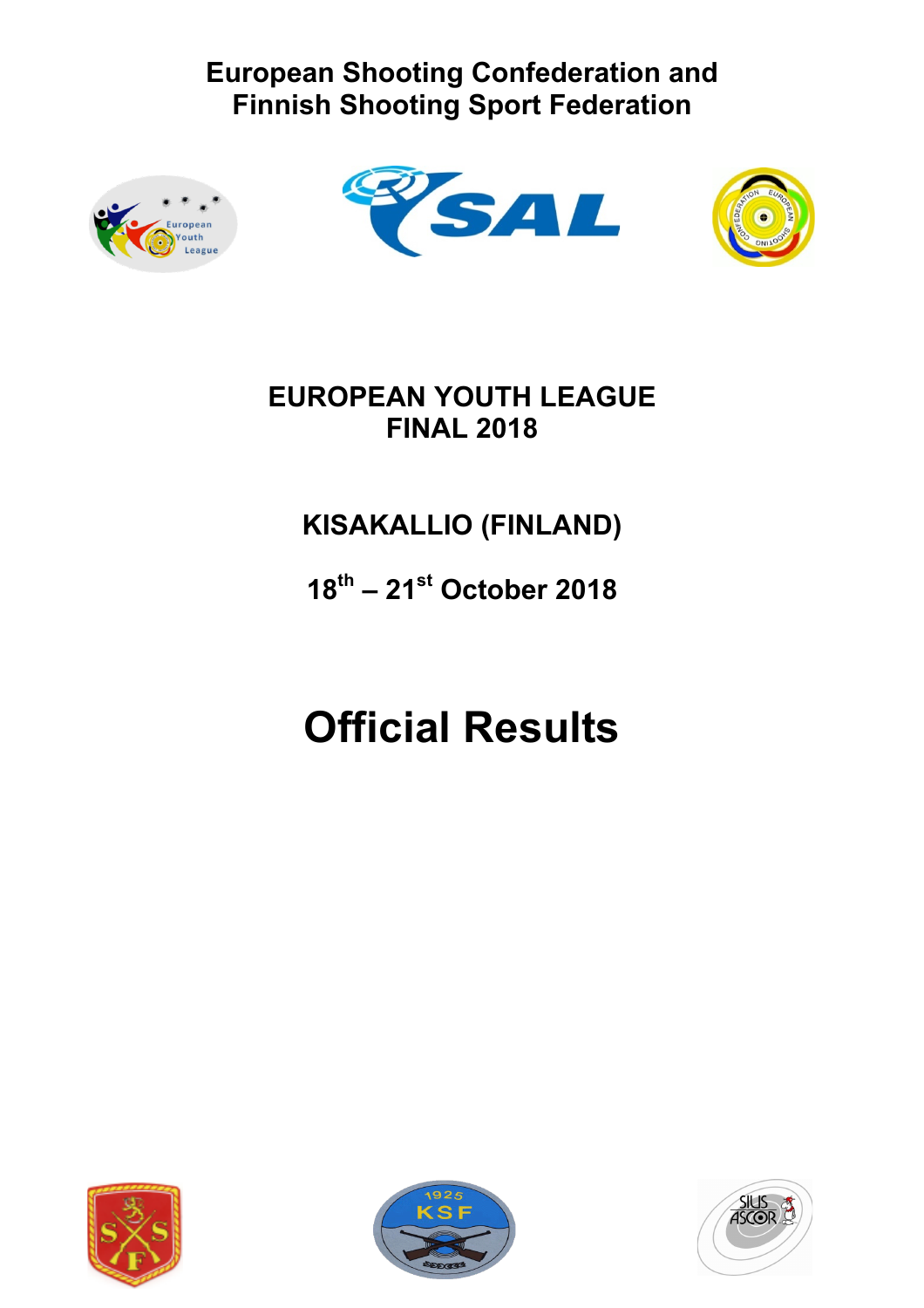**European Shooting Confederation and**
**Finnish Shooting Sport Federation**

# EUROPEAN YOUTH LEAGUE FINAL 2018

## KISAKALLIO (FINLAND)

## 18th – 21st October 2018

# Official Results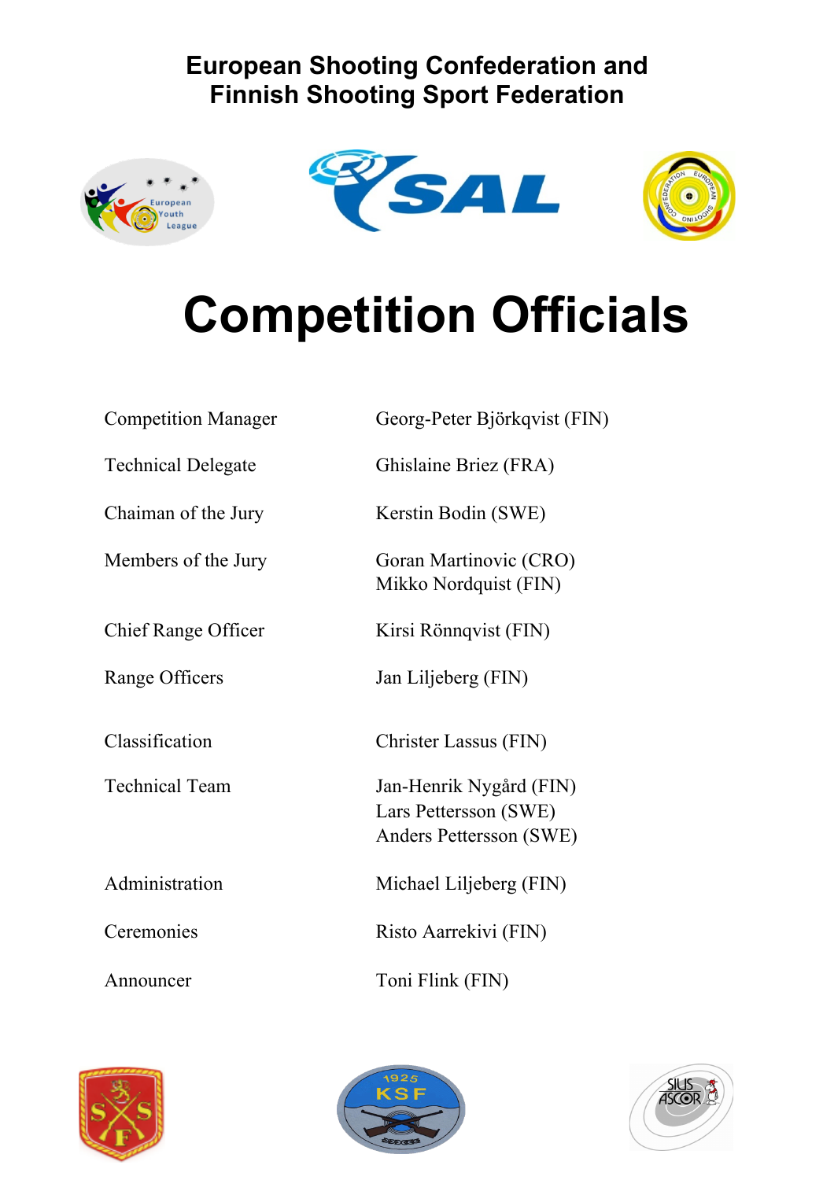**European Shooting Confederation and**
**Finnish Shooting Sport Federation**

# Competition Officials

| | |
|---|---|
| Competition Manager | Georg-Peter Björkqvist (FIN) |
| Technical Delegate | Ghislaine Briez (FRA) |
| Chaiman of the Jury | Kerstin Bodin (SWE) |
| Members of the Jury | Goran Martinovic (CRO)<br>Mikko Nordquist (FIN) |
| Chief Range Officer | Kirsi Rönnqvist (FIN) |
| Range Officers | Jan Liljeberg (FIN) |
| Classification | Christer Lassus (FIN) |
| Technical Team | Jan-Henrik Nygård (FIN)<br>Lars Pettersson (SWE)<br>Anders Pettersson (SWE) |
| Administration | Michael Liljeberg (FIN) |
| Ceremonies | Risto Aarrekivi (FIN) |
| Announcer | Toni Flink (FIN) |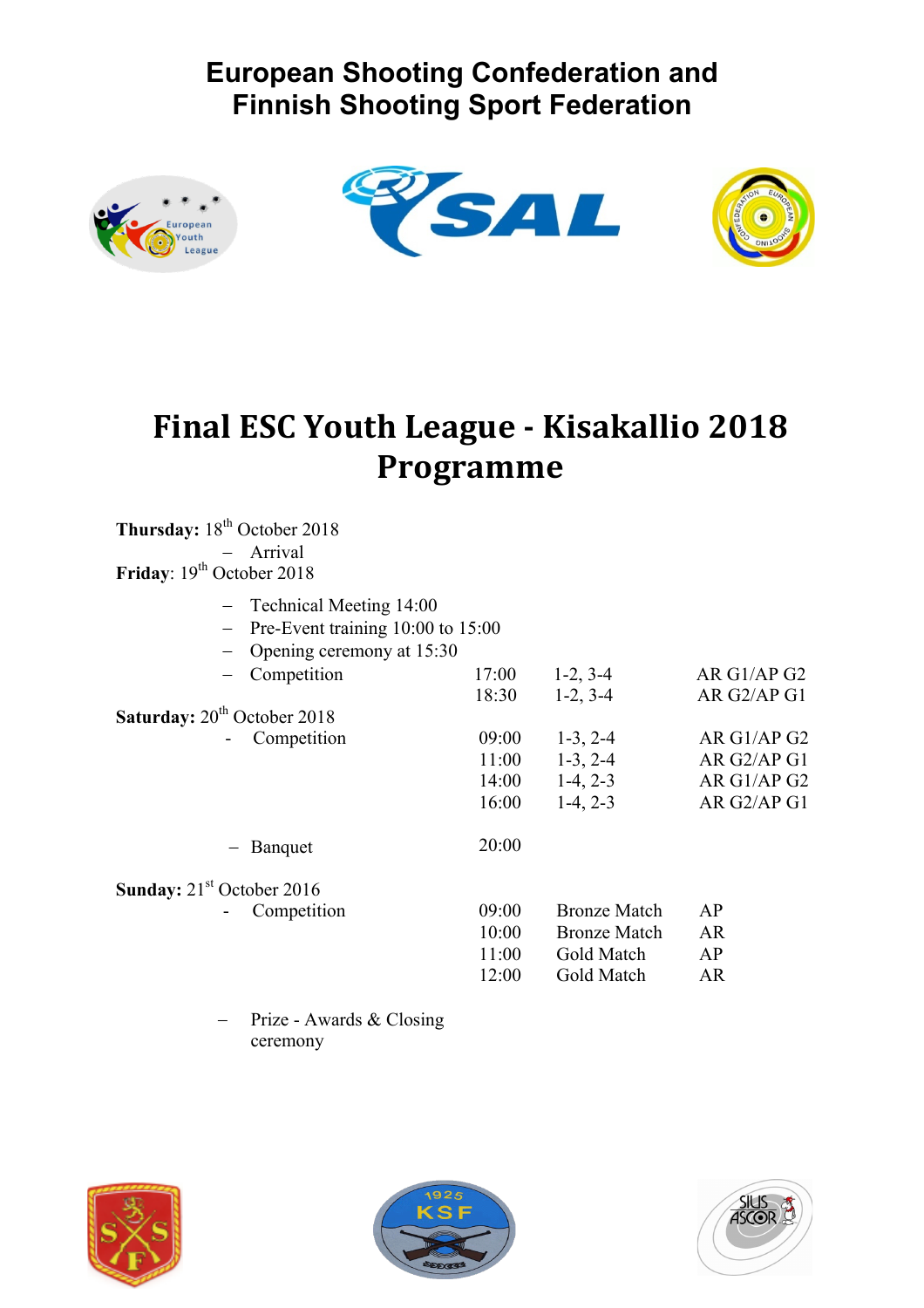# European Shooting Confederation and Finnish Shooting Sport Federation

# Final ESC Youth League - Kisakallio 2018 Programme

**Thursday:** 18th October 2018

- Arrival

**Friday**: 19th October 2018

- Technical Meeting 14:00
- Pre-Event training 10:00 to 15:00
- Opening ceremony at 15:30

| | | | |
|---|---|---|---|
| – Competition | 17:00 | 1-2, 3-4 | AR G1/AP G2 |
| | 18:30 | 1-2, 3-4 | AR G2/AP G1 |

**Saturday:** 20th October 2018

| | | | |
|---|---|---|---|
| - Competition | 09:00 | 1-3, 2-4 | AR G1/AP G2 |
| | 11:00 | 1-3, 2-4 | AR G2/AP G1 |
| | 14:00 | 1-4, 2-3 | AR G1/AP G2 |
| | 16:00 | 1-4, 2-3 | AR G2/AP G1 |
| – Banquet | 20:00 | | |

**Sunday:** 21st October 2016

| | | | |
|---|---|---|---|
| - Competition | 09:00 | Bronze Match | AP |
| | 10:00 | Bronze Match | AR |
| | 11:00 | Gold Match | AP |
| | 12:00 | Gold Match | AR |

- Prize - Awards & Closing ceremony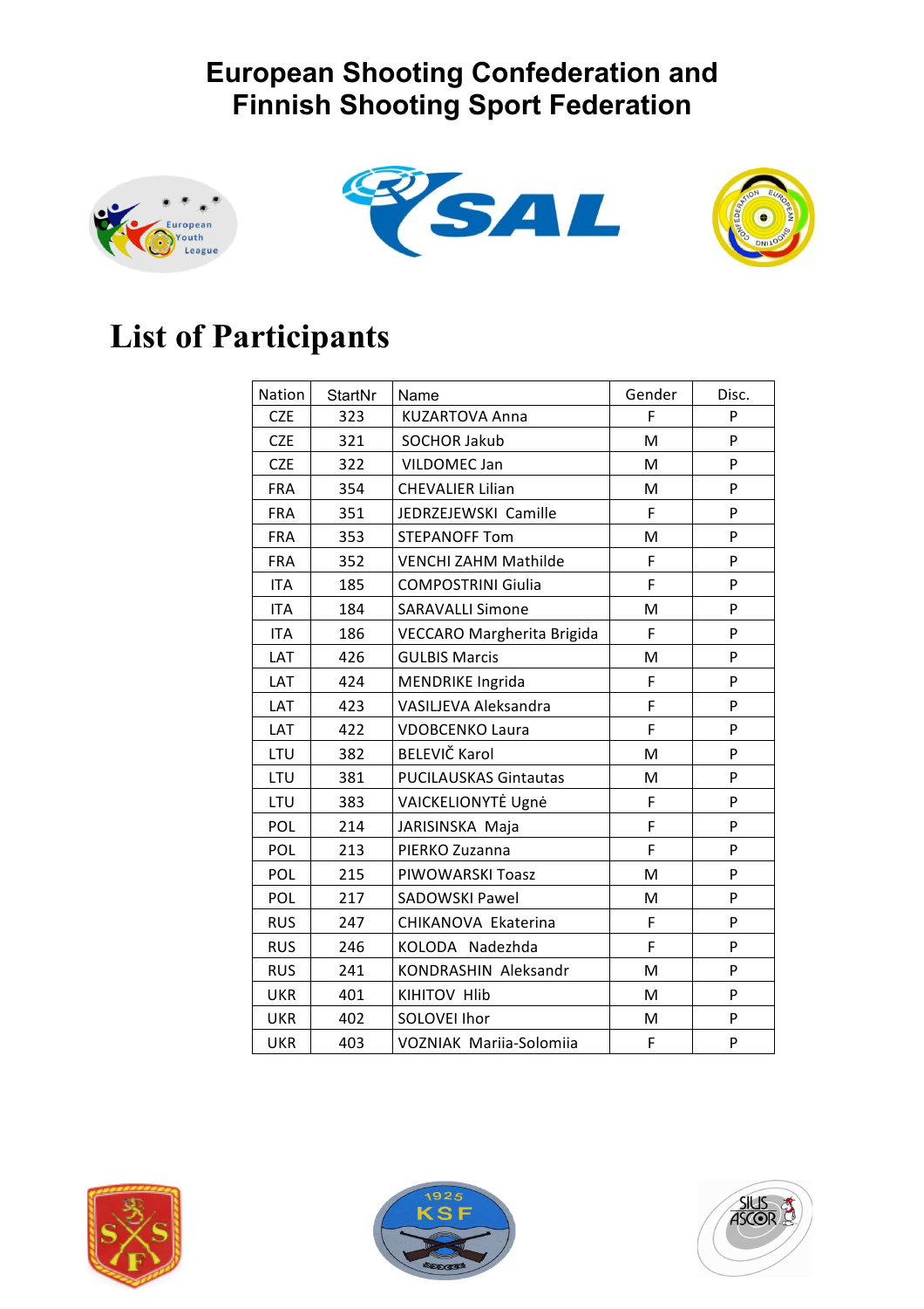# European Shooting Confederation and Finnish Shooting Sport Federation

## List of Participants

| Nation | StartNr | Name | Gender | Disc. |
|---|---|---|---|---|
| CZE | 323 | KUZARTOVA Anna | F | P |
| CZE | 321 | SOCHOR Jakub | M | P |
| CZE | 322 | VILDOMEC Jan | M | P |
| FRA | 354 | CHEVALIER Lilian | M | P |
| FRA | 351 | JEDRZEJEWSKI Camille | F | P |
| FRA | 353 | STEPANOFF Tom | M | P |
| FRA | 352 | VENCHI ZAHM Mathilde | F | P |
| ITA | 185 | COMPOSTRINI Giulia | F | P |
| ITA | 184 | SARAVALLI Simone | M | P |
| ITA | 186 | VECCARO Margherita Brigida | F | P |
| LAT | 426 | GULBIS Marcis | M | P |
| LAT | 424 | MENDRIKE Ingrida | F | P |
| LAT | 423 | VASILJEVA Aleksandra | F | P |
| LAT | 422 | VDOBCENKO Laura | F | P |
| LTU | 382 | BELEVIČ Karol | M | P |
| LTU | 381 | PUCILAUSKAS Gintautas | M | P |
| LTU | 383 | VAICKELIONYTĖ Ugnė | F | P |
| POL | 214 | JARISINSKA Maja | F | P |
| POL | 213 | PIERKO Zuzanna | F | P |
| POL | 215 | PIWOWARSKI Toasz | M | P |
| POL | 217 | SADOWSKI Pawel | M | P |
| RUS | 247 | CHIKANOVA Ekaterina | F | P |
| RUS | 246 | KOLODA Nadezhda | F | P |
| RUS | 241 | KONDRASHIN Aleksandr | M | P |
| UKR | 401 | KIHITOV Hlib | M | P |
| UKR | 402 | SOLOVEI Ihor | M | P |
| UKR | 403 | VOZNIAK Mariia-Solomiia | F | P |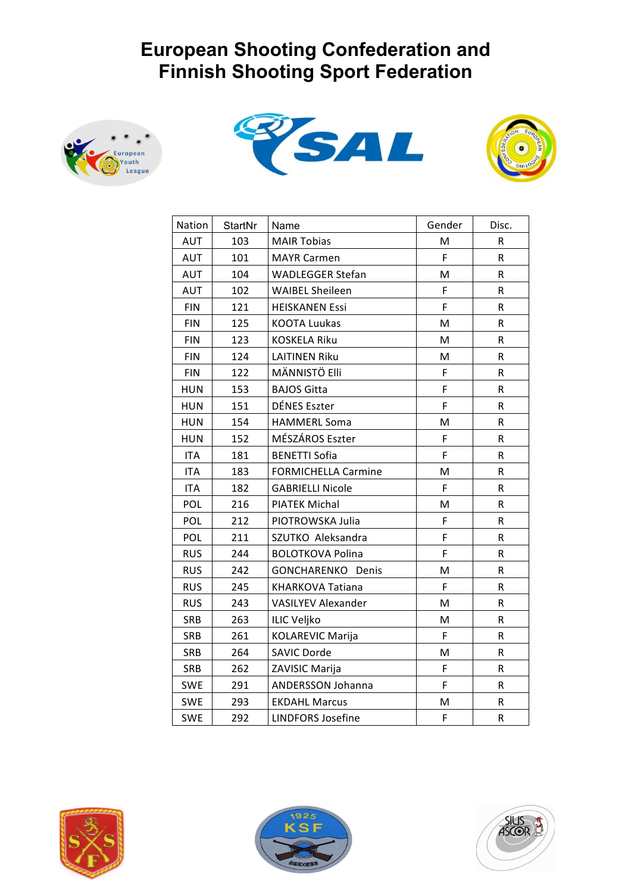# European Shooting Confederation and Finnish Shooting Sport Federation

| Nation | StartNr | Name | Gender | Disc. |
|---|---|---|---|---|
| AUT | 103 | MAIR Tobias | M | R |
| AUT | 101 | MAYR Carmen | F | R |
| AUT | 104 | WADLEGGER Stefan | M | R |
| AUT | 102 | WAIBEL Sheileen | F | R |
| FIN | 121 | HEISKANEN Essi | F | R |
| FIN | 125 | KOOTA Luukas | M | R |
| FIN | 123 | KOSKELA Riku | M | R |
| FIN | 124 | LAITINEN Riku | M | R |
| FIN | 122 | MÄNNISTÖ Elli | F | R |
| HUN | 153 | BAJOS Gitta | F | R |
| HUN | 151 | DÉNES Eszter | F | R |
| HUN | 154 | HAMMERL Soma | M | R |
| HUN | 152 | MÉSZÁROS Eszter | F | R |
| ITA | 181 | BENETTI Sofia | F | R |
| ITA | 183 | FORMICHELLA Carmine | M | R |
| ITA | 182 | GABRIELLI Nicole | F | R |
| POL | 216 | PIATEK Michal | M | R |
| POL | 212 | PIOTROWSKA Julia | F | R |
| POL | 211 | SZUTKO Aleksandra | F | R |
| RUS | 244 | BOLOTKOVA Polina | F | R |
| RUS | 242 | GONCHARENKO Denis | M | R |
| RUS | 245 | KHARKOVA Tatiana | F | R |
| RUS | 243 | VASILYEV Alexander | M | R |
| SRB | 263 | ILIC Veljko | M | R |
| SRB | 261 | KOLAREVIC Marija | F | R |
| SRB | 264 | SAVIC Dorde | M | R |
| SRB | 262 | ZAVISIC Marija | F | R |
| SWE | 291 | ANDERSSON Johanna | F | R |
| SWE | 293 | EKDAHL Marcus | M | R |
| SWE | 292 | LINDFORS Josefine | F | R |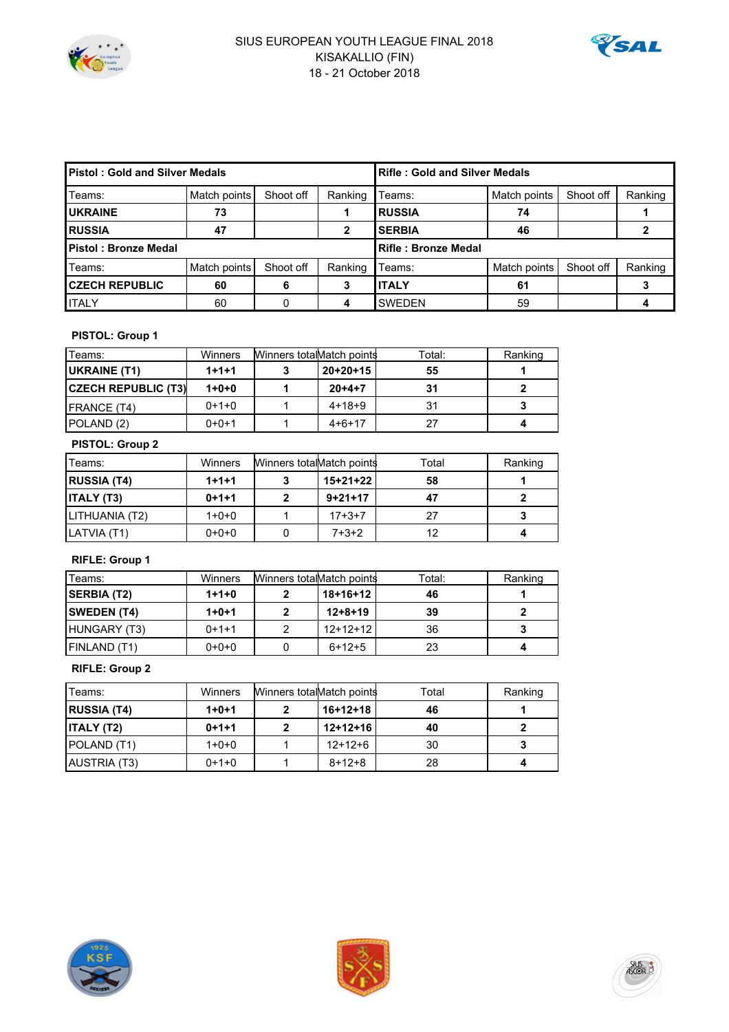# SIUS EUROPEAN YOUTH LEAGUE FINAL 2018

KISAKALLIO (FIN)

18 - 21 October 2018

| **Pistol : Gold and Silver Medals** | | | | **Rifle : Gold and Silver Medals** | | | |
|---|---|---|---|---|---|---|---|
| Teams: | Match points | Shoot off | Ranking | Teams: | Match points | Shoot off | Ranking |
| **UKRAINE** | **73** | | **1** | **RUSSIA** | **74** | | **1** |
| **RUSSIA** | **47** | | **2** | **SERBIA** | **46** | | **2** |
| **Pistol : Bronze Medal** | | | | **Rifle : Bronze Medal** | | | |
| Teams: | Match points | Shoot off | Ranking | Teams: | Match points | Shoot off | Ranking |
| **CZECH REPUBLIC** | **60** | **6** | **3** | **ITALY** | **61** | | **3** |
| ITALY | 60 | 0 | **4** | SWEDEN | 59 | | **4** |

**PISTOL: Group 1**

| Teams: | Winners | Winners total | Match points | Total: | Ranking |
|---|---|---|---|---|---|
| **UKRAINE (T1)** | **1+1+1** | **3** | **20+20+15** | **55** | **1** |
| **CZECH REPUBLIC (T3)** | **1+0+0** | **1** | **20+4+7** | **31** | **2** |
| FRANCE (T4) | 0+1+0 | 1 | 4+18+9 | 31 | **3** |
| POLAND (2) | 0+0+1 | 1 | 4+6+17 | 27 | **4** |

**PISTOL: Group 2**

| Teams: | Winners | Winners total | Match points | Total | Ranking |
|---|---|---|---|---|---|
| **RUSSIA (T4)** | **1+1+1** | **3** | **15+21+22** | **58** | **1** |
| **ITALY (T3)** | **0+1+1** | **2** | **9+21+17** | **47** | **2** |
| LITHUANIA (T2) | 1+0+0 | 1 | 17+3+7 | 27 | **3** |
| LATVIA (T1) | 0+0+0 | 0 | 7+3+2 | 12 | **4** |

**RIFLE: Group 1**

| Teams: | Winners | Winners total | Match points | Total: | Ranking |
|---|---|---|---|---|---|
| **SERBIA (T2)** | **1+1+0** | **2** | **18+16+12** | **46** | **1** |
| **SWEDEN (T4)** | **1+0+1** | **2** | **12+8+19** | **39** | **2** |
| HUNGARY (T3) | 0+1+1 | 2 | 12+12+12 | 36 | **3** |
| FINLAND (T1) | 0+0+0 | 0 | 6+12+5 | 23 | **4** |

**RIFLE: Group 2**

| Teams: | Winners | Winners total | Match points | Total | Ranking |
|---|---|---|---|---|---|
| **RUSSIA (T4)** | **1+0+1** | **2** | **16+12+18** | **46** | **1** |
| **ITALY (T2)** | **0+1+1** | **2** | **12+12+16** | **40** | **2** |
| POLAND (T1) | 1+0+0 | 1 | 12+12+6 | 30 | **3** |
| AUSTRIA (T3) | 0+1+0 | 1 | 8+12+8 | 28 | **4** |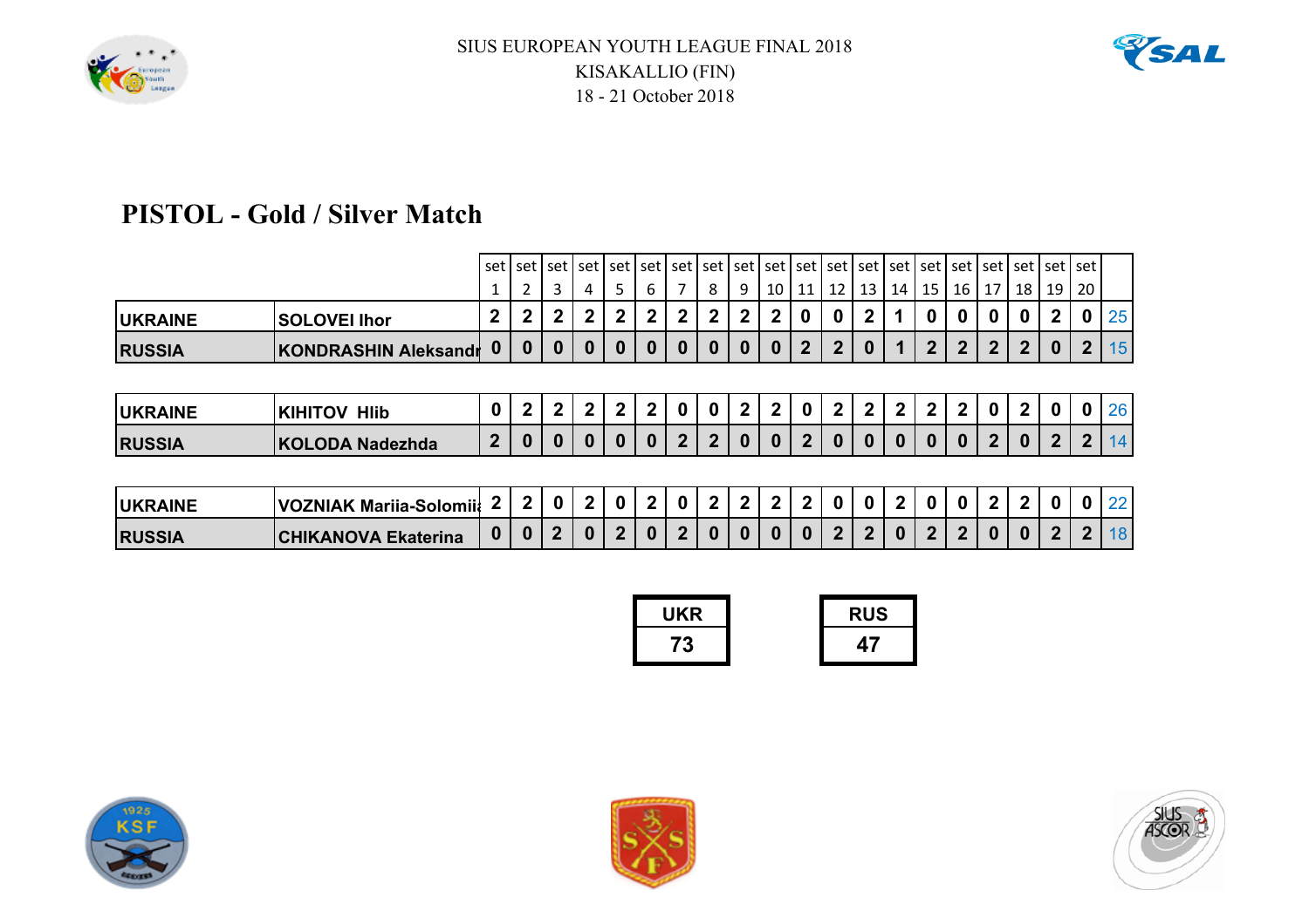SIUS EUROPEAN YOUTH LEAGUE FINAL 2018
KISAKALLIO (FIN)
18 - 21 October 2018

# PISTOL - Gold / Silver Match

| | | set 1 | set 2 | set 3 | set 4 | set 5 | set 6 | set 7 | set 8 | set 9 | set 10 | set 11 | set 12 | set 13 | set 14 | set 15 | set 16 | set 17 | set 18 | set 19 | set 20 | |
|---|---|---|---|---|---|---|---|---|---|---|---|---|---|---|---|---|---|---|---|---|---|---|
| UKRAINE | SOLOVEI Ihor | 2 | 2 | 2 | 2 | 2 | 2 | 2 | 2 | 2 | 2 | 0 | 0 | 2 | 1 | 0 | 0 | 0 | 0 | 2 | 0 | 25 |
| RUSSIA | KONDRASHIN Aleksandr | 0 | 0 | 0 | 0 | 0 | 0 | 0 | 0 | 0 | 0 | 2 | 2 | 0 | 1 | 2 | 2 | 2 | 2 | 0 | 2 | 15 |
| | | | | | | | | | | | | | | | | | | | | | | |
| UKRAINE | KIHITOV Hlib | 0 | 2 | 2 | 2 | 2 | 2 | 0 | 0 | 2 | 2 | 0 | 2 | 2 | 2 | 2 | 2 | 0 | 2 | 0 | 0 | 26 |
| RUSSIA | KOLODA Nadezhda | 2 | 0 | 0 | 0 | 0 | 0 | 2 | 2 | 0 | 0 | 2 | 0 | 0 | 0 | 0 | 0 | 2 | 0 | 2 | 2 | 14 |
| | | | | | | | | | | | | | | | | | | | | | | |
| UKRAINE | VOZNIAK Mariia-Solomiia | 2 | 2 | 0 | 2 | 0 | 2 | 0 | 2 | 2 | 2 | 2 | 0 | 0 | 2 | 0 | 0 | 2 | 2 | 0 | 0 | 22 |
| RUSSIA | CHIKANOVA Ekaterina | 0 | 0 | 2 | 0 | 2 | 0 | 2 | 0 | 0 | 0 | 0 | 2 | 2 | 0 | 2 | 2 | 0 | 0 | 2 | 2 | 18 |

| UKR | RUS |
|---|---|
| 73 | 47 |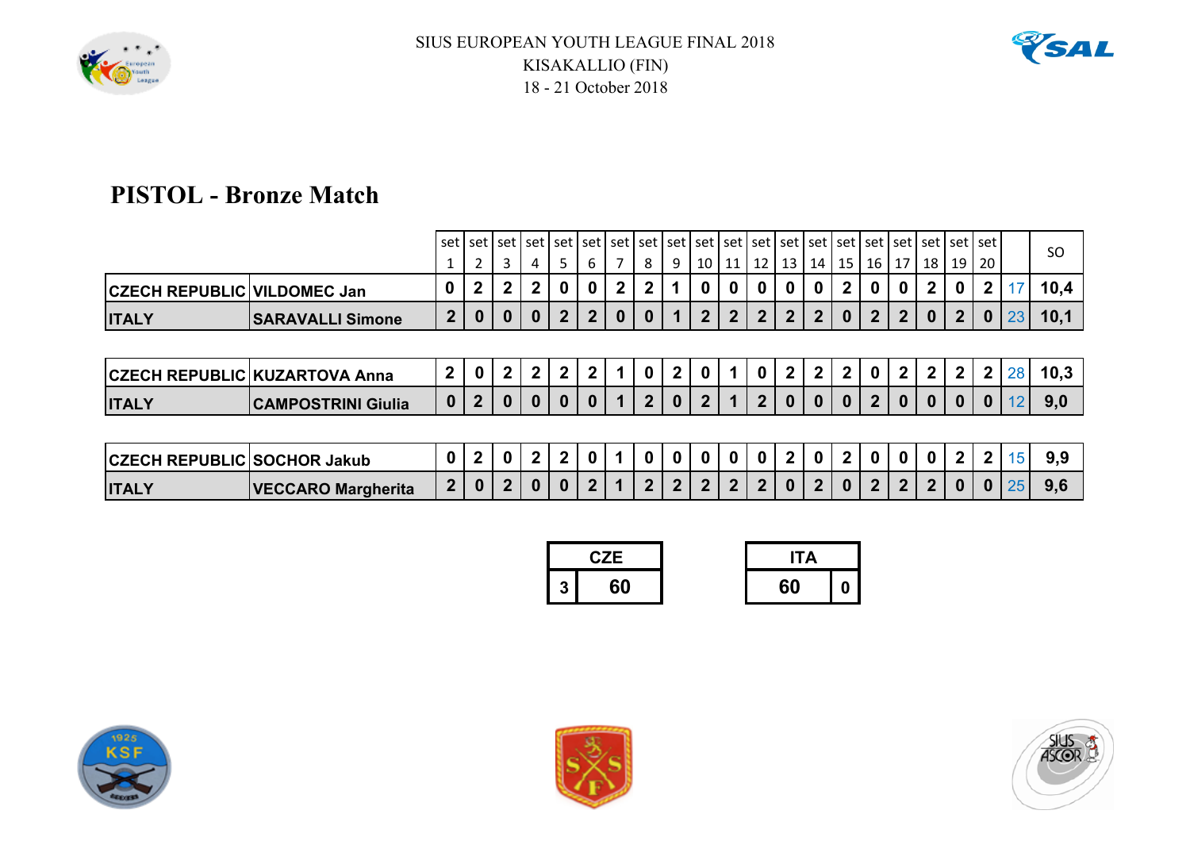SIUS EUROPEAN YOUTH LEAGUE FINAL 2018
KISAKALLIO (FIN)
18 - 21 October 2018

## PISTOL - Bronze Match

| | | set 1 | set 2 | set 3 | set 4 | set 5 | set 6 | set 7 | set 8 | set 9 | set 10 | set 11 | set 12 | set 13 | set 14 | set 15 | set 16 | set 17 | set 18 | set 19 | set 20 | | SO |
|---|---|---|---|---|---|---|---|---|---|---|---|---|---|---|---|---|---|---|---|---|---|---|---|
| CZECH REPUBLIC | VILDOMEC Jan | 0 | 2 | 2 | 2 | 0 | 0 | 2 | 2 | 1 | 0 | 0 | 0 | 0 | 0 | 2 | 0 | 0 | 2 | 0 | 2 | 17 | 10,4 |
| ITALY | SARAVALLI Simone | 2 | 0 | 0 | 0 | 2 | 2 | 0 | 0 | 1 | 2 | 2 | 2 | 2 | 2 | 0 | 2 | 2 | 0 | 2 | 0 | 23 | 10,1 |
| | | | | | | | | | | | | | | | | | | | | | | | |
| CZECH REPUBLIC | KUZARTOVA Anna | 2 | 0 | 2 | 2 | 2 | 2 | 1 | 0 | 2 | 0 | 1 | 0 | 2 | 2 | 2 | 0 | 2 | 2 | 2 | 2 | 28 | 10,3 |
| ITALY | CAMPOSTRINI Giulia | 0 | 2 | 0 | 0 | 0 | 0 | 1 | 2 | 0 | 2 | 1 | 2 | 0 | 0 | 0 | 2 | 0 | 0 | 0 | 0 | 12 | 9,0 |
| | | | | | | | | | | | | | | | | | | | | | | | |
| CZECH REPUBLIC | SOCHOR Jakub | 0 | 2 | 0 | 2 | 2 | 0 | 1 | 0 | 0 | 0 | 0 | 0 | 2 | 0 | 2 | 0 | 0 | 0 | 2 | 2 | 15 | 9,9 |
| ITALY | VECCARO Margherita | 2 | 0 | 2 | 0 | 0 | 2 | 1 | 2 | 2 | 2 | 2 | 2 | 0 | 2 | 0 | 2 | 2 | 2 | 0 | 0 | 25 | 9,6 |

| CZE | |
|---|---|
| 3 | 60 |

| ITA | |
|---|---|
| 60 | 0 |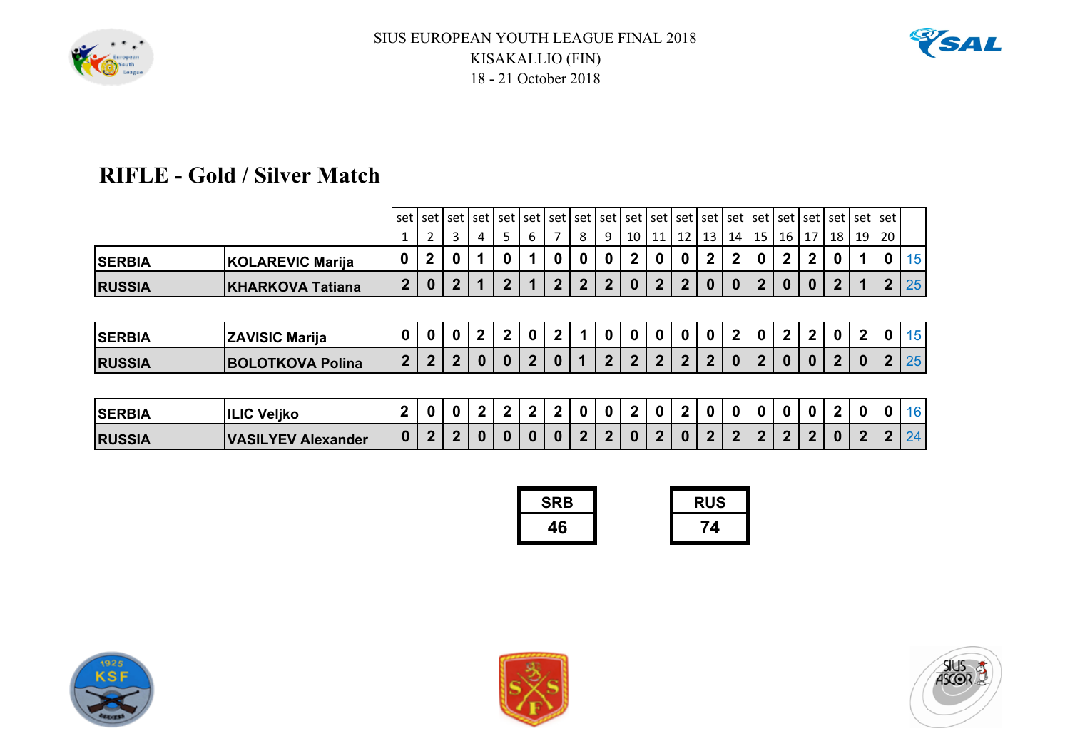SIUS EUROPEAN YOUTH LEAGUE FINAL 2018
KISAKALLIO (FIN)
18 - 21 October 2018

# RIFLE - Gold / Silver Match

| | | set 1 | set 2 | set 3 | set 4 | set 5 | set 6 | set 7 | set 8 | set 9 | set 10 | set 11 | set 12 | set 13 | set 14 | set 15 | set 16 | set 17 | set 18 | set 19 | set 20 | |
|---|---|---|---|---|---|---|---|---|---|---|---|---|---|---|---|---|---|---|---|---|---|---|
| **SERBIA** | **KOLAREVIC Marija** | 0 | 2 | 0 | 1 | 0 | 1 | 0 | 0 | 0 | 2 | 0 | 0 | 2 | 2 | 0 | 2 | 2 | 0 | 1 | 0 | 15 |
| **RUSSIA** | **KHARKOVA Tatiana** | 2 | 0 | 2 | 1 | 2 | 1 | 2 | 2 | 2 | 0 | 2 | 2 | 0 | 0 | 2 | 0 | 0 | 2 | 1 | 2 | 25 |
| | | | | | | | | | | | | | | | | | | | | | | |
| **SERBIA** | **ZAVISIC Marija** | 0 | 0 | 0 | 2 | 2 | 0 | 2 | 1 | 0 | 0 | 0 | 0 | 0 | 2 | 0 | 2 | 2 | 0 | 2 | 0 | 15 |
| **RUSSIA** | **BOLOTKOVA Polina** | 2 | 2 | 2 | 0 | 0 | 2 | 0 | 1 | 2 | 2 | 2 | 2 | 2 | 0 | 2 | 0 | 0 | 2 | 0 | 2 | 25 |
| | | | | | | | | | | | | | | | | | | | | | | |
| **SERBIA** | **ILIC Veljko** | 2 | 0 | 0 | 2 | 2 | 2 | 2 | 0 | 0 | 2 | 0 | 2 | 0 | 0 | 0 | 0 | 0 | 2 | 0 | 0 | 16 |
| **RUSSIA** | **VASILYEV Alexander** | 0 | 2 | 2 | 0 | 0 | 0 | 0 | 2 | 2 | 0 | 2 | 0 | 2 | 2 | 2 | 2 | 2 | 0 | 2 | 2 | 24 |

| SRB | RUS |
|---|---|
| **46** | **74** |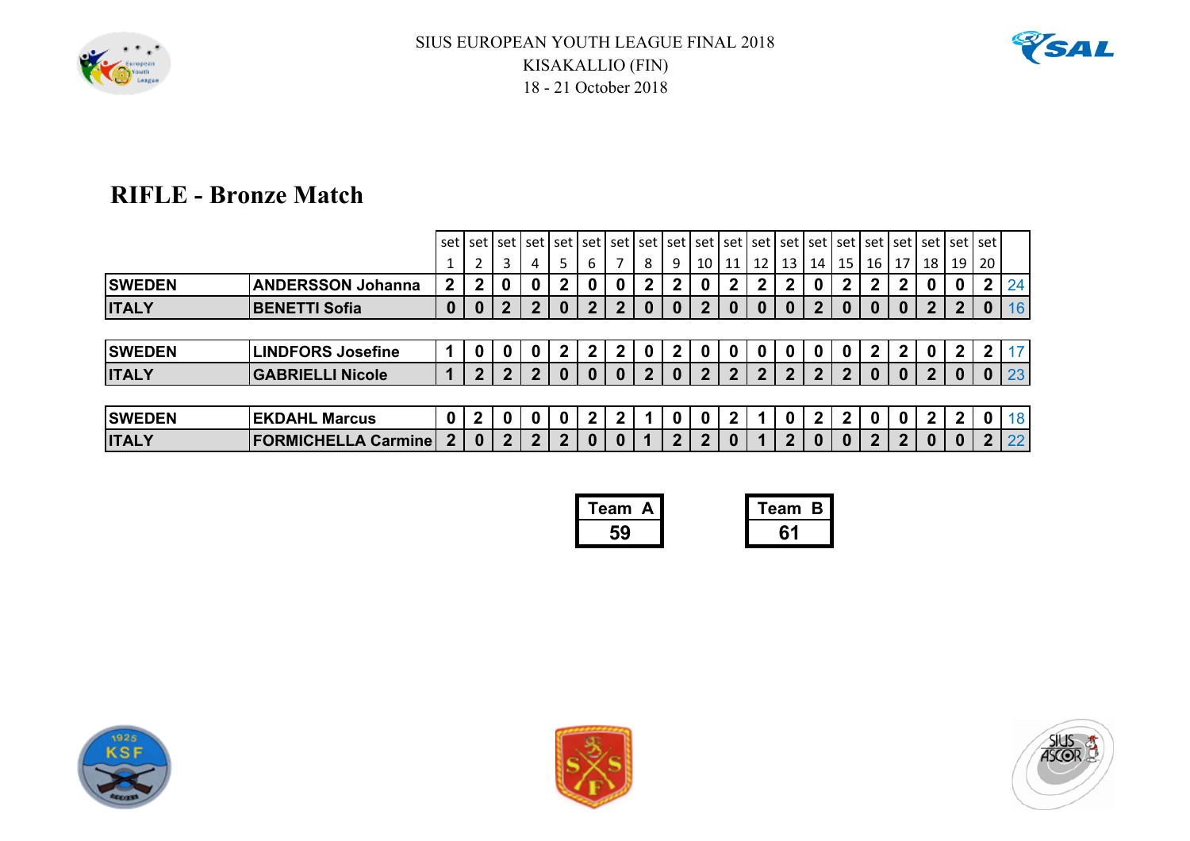SIUS EUROPEAN YOUTH LEAGUE FINAL 2018
KISAKALLIO (FIN)
18 - 21 October 2018

# RIFLE - Bronze Match

| | | set 1 | set 2 | set 3 | set 4 | set 5 | set 6 | set 7 | set 8 | set 9 | set 10 | set 11 | set 12 | set 13 | set 14 | set 15 | set 16 | set 17 | set 18 | set 19 | set 20 | |
|---|---|---|---|---|---|---|---|---|---|---|---|---|---|---|---|---|---|---|---|---|---|---|
| **SWEDEN** | **ANDERSSON Johanna** | 2 | 2 | 0 | 0 | 2 | 0 | 0 | 2 | 2 | 0 | 2 | 2 | 2 | 0 | 2 | 2 | 2 | 0 | 0 | 2 | 24 |
| **ITALY** | **BENETTI Sofia** | 0 | 0 | 2 | 2 | 0 | 2 | 2 | 0 | 0 | 2 | 0 | 0 | 0 | 2 | 0 | 0 | 0 | 2 | 2 | 0 | 16 |
| | | | | | | | | | | | | | | | | | | | | | | |
| **SWEDEN** | **LINDFORS Josefine** | 1 | 0 | 0 | 0 | 2 | 2 | 2 | 0 | 2 | 0 | 0 | 0 | 0 | 0 | 0 | 2 | 2 | 0 | 2 | 2 | 17 |
| **ITALY** | **GABRIELLI Nicole** | 1 | 2 | 2 | 2 | 0 | 0 | 0 | 2 | 0 | 2 | 2 | 2 | 2 | 2 | 2 | 0 | 0 | 2 | 0 | 0 | 23 |
| | | | | | | | | | | | | | | | | | | | | | | |
| **SWEDEN** | **EKDAHL Marcus** | 0 | 2 | 0 | 0 | 0 | 2 | 2 | 1 | 0 | 0 | 2 | 1 | 0 | 2 | 2 | 0 | 0 | 2 | 2 | 0 | 18 |
| **ITALY** | **FORMICHELLA Carmine** | 2 | 0 | 2 | 2 | 2 | 0 | 0 | 1 | 2 | 2 | 0 | 1 | 2 | 0 | 0 | 2 | 2 | 0 | 0 | 2 | 22 |

| Team A | Team B |
|---|---|
| 59 | 61 |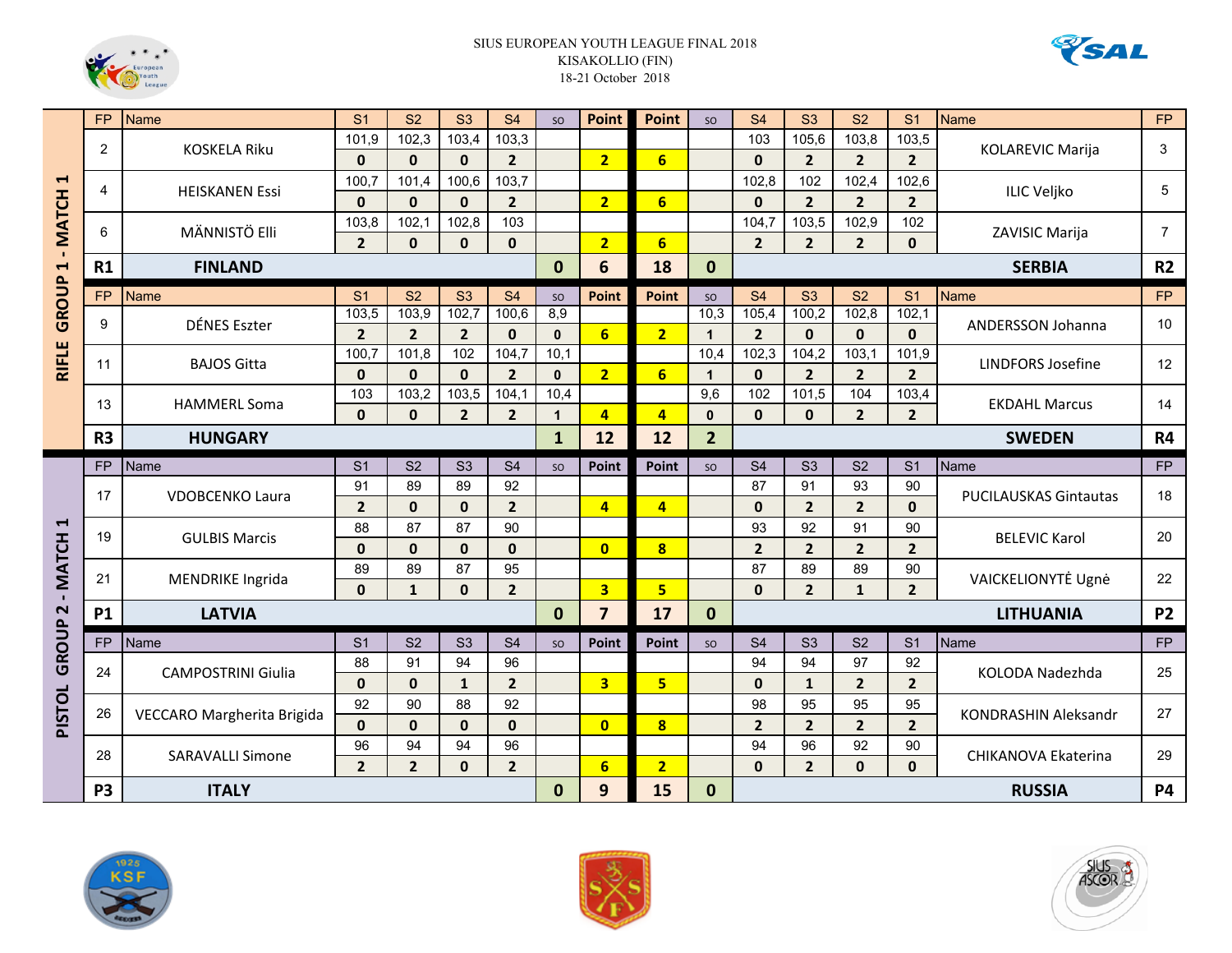SIUS EUROPEAN YOUTH LEAGUE FINAL 2018
KISAKOLLIO (FIN)
18-21 October 2018

## RIFLE GROUP 1 - MATCH 1

| FP | Name | S1 | S2 | S3 | S4 | SO | Point | Point | SO | S4 | S3 | S2 | S1 | Name | FP |
|---|---|---|---|---|---|---|---|---|---|---|---|---|---|---|---|
| 2 | KOSKELA Riku | 101,9 | 102,3 | 103,4 | 103,3 | | | | | 103 | 105,6 | 103,8 | 103,5 | KOLAREVIC Marija | 3 |
| | | 0 | 0 | 0 | 2 | | 2 | 6 | | 0 | 2 | 2 | 2 | | |
| 4 | HEISKANEN Essi | 100,7 | 101,4 | 100,6 | 103,7 | | | | | 102,8 | 102 | 102,4 | 102,6 | ILIC Veljko | 5 |
| | | 0 | 0 | 0 | 2 | | 2 | 6 | | 0 | 2 | 2 | 2 | | |
| 6 | MÄNNISTÖ Elli | 103,8 | 102,1 | 102,8 | 103 | | | | | 104,7 | 103,5 | 102,9 | 102 | ZAVISIC Marija | 7 |
| | | 2 | 0 | 0 | 0 | | 2 | 6 | | 2 | 2 | 2 | 0 | | |
| R1 | FINLAND | | | | | 0 | 6 | 18 | 0 | | | | | SERBIA | R2 |

| FP | Name | S1 | S2 | S3 | S4 | SO | Point | Point | SO | S4 | S3 | S2 | S1 | Name | FP |
|---|---|---|---|---|---|---|---|---|---|---|---|---|---|---|---|
| 9 | DÉNES Eszter | 103,5 | 103,9 | 102,7 | 100,6 | 8,9 | | | 10,3 | 105,4 | 100,2 | 102,8 | 102,1 | ANDERSSON Johanna | 10 |
| | | 2 | 2 | 2 | 0 | 0 | 6 | 2 | 1 | 2 | 0 | 0 | 0 | | |
| 11 | BAJOS Gitta | 100,7 | 101,8 | 102 | 104,7 | 10,1 | | | 10,4 | 102,3 | 104,2 | 103,1 | 101,9 | LINDFORS Josefine | 12 |
| | | 0 | 0 | 0 | 2 | 0 | 2 | 6 | 1 | 0 | 2 | 2 | 2 | | |
| 13 | HAMMERL Soma | 103 | 103,2 | 103,5 | 104,1 | 10,4 | | | 9,6 | 102 | 101,5 | 104 | 103,4 | EKDAHL Marcus | 14 |
| | | 0 | 0 | 2 | 2 | 1 | 4 | 4 | 0 | 0 | 0 | 2 | 2 | | |
| R3 | HUNGARY | | | | | 1 | 12 | 12 | 2 | | | | | SWEDEN | R4 |

## PISTOL GROUP 2 - MATCH 1

| FP | Name | S1 | S2 | S3 | S4 | SO | Point | Point | SO | S4 | S3 | S2 | S1 | Name | FP |
|---|---|---|---|---|---|---|---|---|---|---|---|---|---|---|---|
| 17 | VDOBCENKO Laura | 91 | 89 | 89 | 92 | | | | | 87 | 91 | 93 | 90 | PUCILAUSKAS Gintautas | 18 |
| | | 2 | 0 | 0 | 2 | | 4 | 4 | | 0 | 2 | 2 | 0 | | |
| 19 | GULBIS Marcis | 88 | 87 | 87 | 90 | | | | | 93 | 92 | 91 | 90 | BELEVIC Karol | 20 |
| | | 0 | 0 | 0 | 0 | | 0 | 8 | | 2 | 2 | 2 | 2 | | |
| 21 | MENDRIKE Ingrida | 89 | 89 | 87 | 95 | | | | | 87 | 89 | 89 | 90 | VAICKELIONYTĖ Ugnė | 22 |
| | | 0 | 1 | 0 | 2 | | 3 | 5 | | 0 | 2 | 1 | 2 | | |
| P1 | LATVIA | | | | | 0 | 7 | 17 | 0 | | | | | LITHUANIA | P2 |

| FP | Name | S1 | S2 | S3 | S4 | SO | Point | Point | SO | S4 | S3 | S2 | S1 | Name | FP |
|---|---|---|---|---|---|---|---|---|---|---|---|---|---|---|---|
| 24 | CAMPOSTRINI Giulia | 88 | 91 | 94 | 96 | | | | | 94 | 94 | 97 | 92 | KOLODA Nadezhda | 25 |
| | | 0 | 0 | 1 | 2 | | 3 | 5 | | 0 | 1 | 2 | 2 | | |
| 26 | VECCARO Margherita Brigida | 92 | 90 | 88 | 92 | | | | | 98 | 95 | 95 | 95 | KONDRASHIN Aleksandr | 27 |
| | | 0 | 0 | 0 | 0 | | 0 | 8 | | 2 | 2 | 2 | 2 | | |
| 28 | SARAVALLI Simone | 96 | 94 | 94 | 96 | | | | | 94 | 96 | 92 | 90 | CHIKANOVA Ekaterina | 29 |
| | | 2 | 2 | 0 | 2 | | 6 | 2 | | 0 | 2 | 0 | 0 | | |
| P3 | ITALY | | | | | 0 | 9 | 15 | 0 | | | | | RUSSIA | P4 |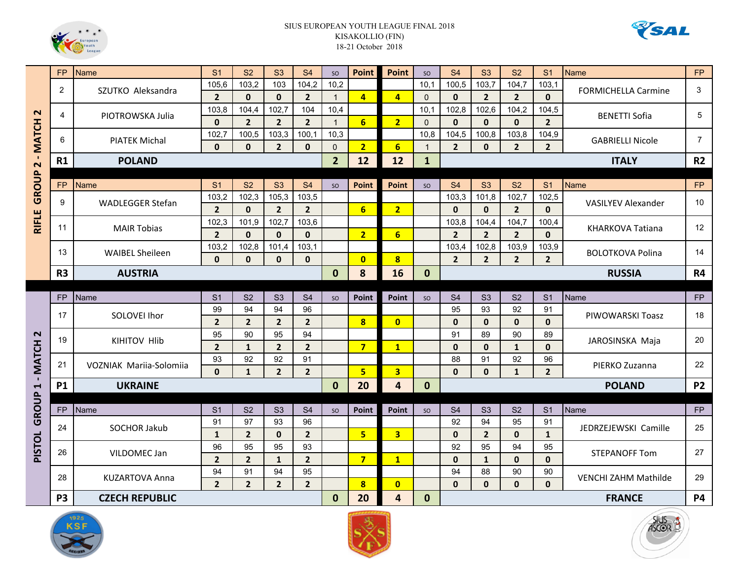SIUS EUROPEAN YOUTH LEAGUE FINAL 2018
KISAKOLLIO (FIN)
18-21 October 2018

## RIFLE GROUP 2 - MATCH 2

| FP | Name | S1 | S2 | S3 | S4 | SO | Point | Point | SO | S4 | S3 | S2 | S1 | Name | FP |
|---|---|---|---|---|---|---|---|---|---|---|---|---|---|---|---|
| 2 | SZUTKO Aleksandra | 105,6 | 103,2 | 103 | 104,2 | 10,2 | | | 10,1 | 100,5 | 103,7 | 104,7 | 103,1 | FORMICHELLA Carmine | 3 |
| | | 2 | 0 | 0 | 2 | 1 | 4 | 4 | 0 | 0 | 2 | 2 | 0 | | |
| 4 | PIOTROWSKA Julia | 103,8 | 104,4 | 102,7 | 104 | 10,4 | | | 10,1 | 102,8 | 102,6 | 104,2 | 104,5 | BENETTI Sofia | 5 |
| | | 0 | 2 | 2 | 2 | 1 | 6 | 2 | 0 | 0 | 0 | 0 | 2 | | |
| 6 | PIATEK Michal | 102,7 | 100,5 | 103,3 | 100,1 | 10,3 | | | 10,8 | 104,5 | 100,8 | 103,8 | 104,9 | GABRIELLI Nicole | 7 |
| | | 0 | 0 | 2 | 0 | 0 | 2 | 6 | 1 | 2 | 0 | 2 | 2 | | |
| R1 | POLAND | | | | | 2 | 12 | 12 | 1 | | | | | ITALY | R2 |

| FP | Name | S1 | S2 | S3 | S4 | SO | Point | Point | SO | S4 | S3 | S2 | S1 | Name | FP |
|---|---|---|---|---|---|---|---|---|---|---|---|---|---|---|---|
| 9 | WADLEGGER Stefan | 103,2 | 102,3 | 105,3 | 103,5 | | | | | 103,3 | 101,8 | 102,7 | 102,5 | VASILYEV Alexander | 10 |
| | | 2 | 0 | 2 | 2 | | 6 | 2 | | 0 | 0 | 2 | 0 | | |
| 11 | MAIR Tobias | 102,3 | 101,9 | 102,7 | 103,6 | | | | | 103,8 | 104,4 | 104,7 | 100,4 | KHARKOVA Tatiana | 12 |
| | | 2 | 0 | 0 | 0 | | 2 | 6 | | 2 | 2 | 2 | 0 | | |
| 13 | WAIBEL Sheileen | 103,2 | 102,8 | 101,4 | 103,1 | | | | | 103,4 | 102,8 | 103,9 | 103,9 | BOLOTKOVA Polina | 14 |
| | | 0 | 0 | 0 | 0 | | 0 | 8 | | 2 | 2 | 2 | 2 | | |
| R3 | AUSTRIA | | | | | 0 | 8 | 16 | 0 | | | | | RUSSIA | R4 |

## PISTOL GROUP 1 - MATCH 2

| FP | Name | S1 | S2 | S3 | S4 | SO | Point | Point | SO | S4 | S3 | S2 | S1 | Name | FP |
|---|---|---|---|---|---|---|---|---|---|---|---|---|---|---|---|
| 17 | SOLOVEI Ihor | 99 | 94 | 94 | 96 | | | | | 95 | 93 | 92 | 91 | PIWOWARSKI Toasz | 18 |
| | | 2 | 2 | 2 | 2 | | 8 | 0 | | 0 | 0 | 0 | 0 | | |
| 19 | KIHITOV Hlib | 95 | 90 | 95 | 94 | | | | | 91 | 89 | 90 | 89 | JAROSINSKA Maja | 20 |
| | | 2 | 1 | 2 | 2 | | 7 | 1 | | 0 | 0 | 1 | 0 | | |
| 21 | VOZNIAK Mariia-Solomiia | 93 | 92 | 92 | 91 | | | | | 88 | 91 | 92 | 96 | PIERKO Zuzanna | 22 |
| | | 0 | 1 | 2 | 2 | | 5 | 3 | | 0 | 0 | 1 | 2 | | |
| P1 | UKRAINE | | | | | 0 | 20 | 4 | 0 | | | | | POLAND | P2 |

| FP | Name | S1 | S2 | S3 | S4 | SO | Point | Point | SO | S4 | S3 | S2 | S1 | Name | FP |
|---|---|---|---|---|---|---|---|---|---|---|---|---|---|---|---|
| 24 | SOCHOR Jakub | 91 | 97 | 93 | 96 | | | | | 92 | 94 | 95 | 91 | JEDRZEJEWSKI Camille | 25 |
| | | 1 | 2 | 0 | 2 | | 5 | 3 | | 0 | 2 | 0 | 1 | | |
| 26 | VILDOMEC Jan | 96 | 95 | 95 | 93 | | | | | 92 | 95 | 94 | 95 | STEPANOFF Tom | 27 |
| | | 2 | 2 | 1 | 2 | | 7 | 1 | | 0 | 1 | 0 | 0 | | |
| 28 | KUZARTOVA Anna | 94 | 91 | 94 | 95 | | | | | 94 | 88 | 90 | 90 | VENCHI ZAHM Mathilde | 29 |
| | | 2 | 2 | 2 | 2 | | 8 | 0 | | 0 | 0 | 0 | 0 | | |
| P3 | CZECH REPUBLIC | | | | | 0 | 20 | 4 | 0 | | | | | FRANCE | P4 |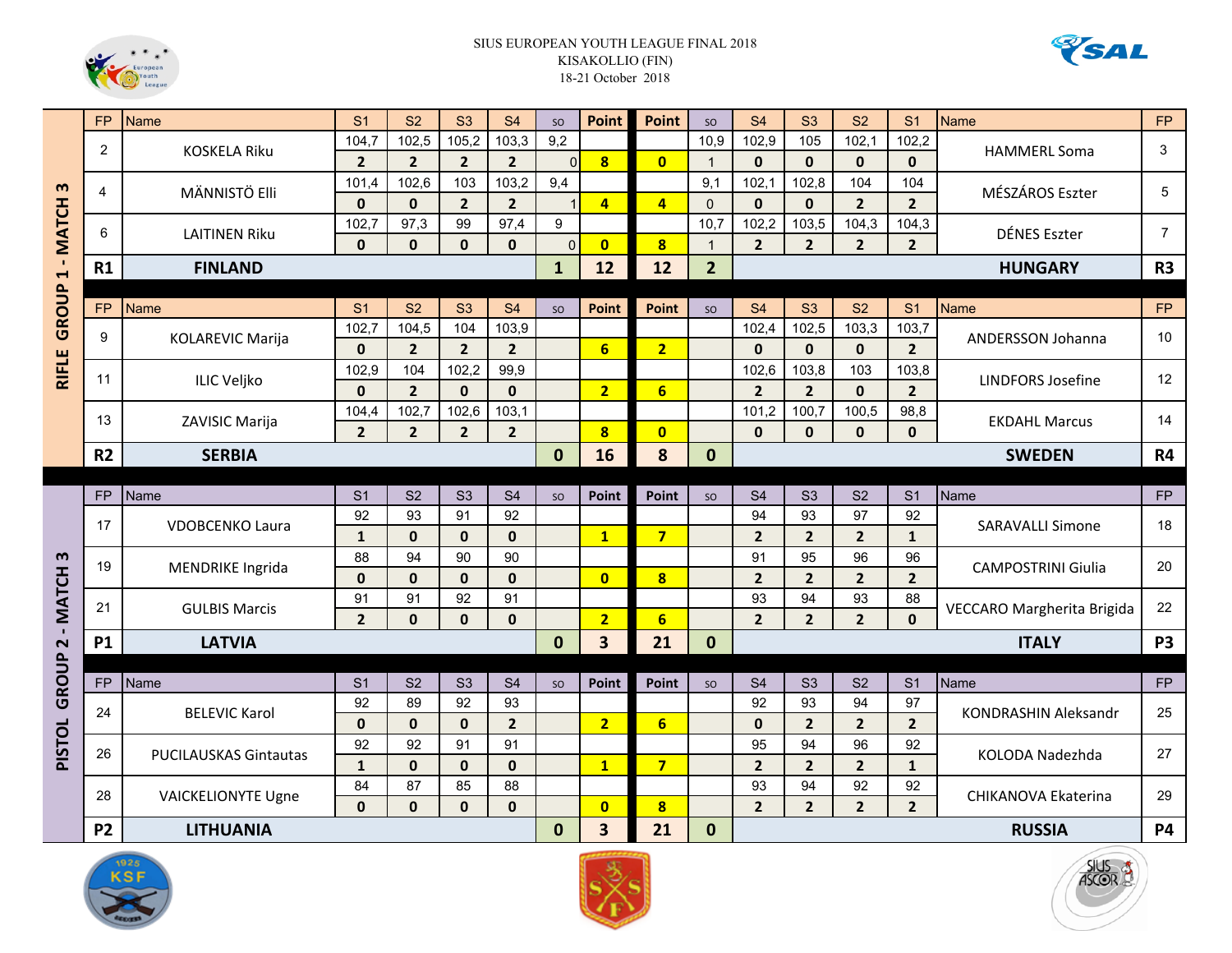SIUS EUROPEAN YOUTH LEAGUE FINAL 2018
KISAKOLLIO (FIN)
18-21 October 2018

## RIFLE GROUP 1 - MATCH 3

| FP | Name | S1 | S2 | S3 | S4 | so | Point | Point | so | S4 | S3 | S2 | S1 | Name | FP |
|---|---|---|---|---|---|---|---|---|---|---|---|---|---|---|---|
| 2 | KOSKELA Riku | 104,7 | 102,5 | 105,2 | 103,3 | 9,2 | | | 10,9 | 102,9 | 105 | 102,1 | 102,2 | HAMMERL Soma | 3 |
| | | 2 | 2 | 2 | 2 | 0 | 8 | 0 | 1 | 0 | 0 | 0 | 0 | | |
| 4 | MÄNNISTÖ Elli | 101,4 | 102,6 | 103 | 103,2 | 9,4 | | | 9,1 | 102,1 | 102,8 | 104 | 104 | MÉSZÁROS Eszter | 5 |
| | | 0 | 0 | 2 | 2 | 1 | 4 | 4 | 0 | 0 | 0 | 2 | 2 | | |
| 6 | LAITINEN Riku | 102,7 | 97,3 | 99 | 97,4 | 9 | | | 10,7 | 102,2 | 103,5 | 104,3 | 104,3 | DÉNES Eszter | 7 |
| | | 0 | 0 | 0 | 0 | 0 | 0 | 8 | 1 | 2 | 2 | 2 | 2 | | |
| R1 | FINLAND | | | | | 1 | 12 | 12 | 2 | | | | | HUNGARY | R3 |

| FP | Name | S1 | S2 | S3 | S4 | so | Point | Point | so | S4 | S3 | S2 | S1 | Name | FP |
|---|---|---|---|---|---|---|---|---|---|---|---|---|---|---|---|
| 9 | KOLAREVIC Marija | 102,7 | 104,5 | 104 | 103,9 | | | | | 102,4 | 102,5 | 103,3 | 103,7 | ANDERSSON Johanna | 10 |
| | | 0 | 2 | 2 | 2 | | 6 | 2 | | 0 | 0 | 0 | 2 | | |
| 11 | ILIC Veljko | 102,9 | 104 | 102,2 | 99,9 | | | | | 102,6 | 103,8 | 103 | 103,8 | LINDFORS Josefine | 12 |
| | | 0 | 2 | 0 | 0 | | 2 | 6 | | 2 | 2 | 0 | 2 | | |
| 13 | ZAVISIC Marija | 104,4 | 102,7 | 102,6 | 103,1 | | | | | 101,2 | 100,7 | 100,5 | 98,8 | EKDAHL Marcus | 14 |
| | | 2 | 2 | 2 | 2 | | 8 | 0 | | 0 | 0 | 0 | 0 | | |
| R2 | SERBIA | | | | | 0 | 16 | 8 | 0 | | | | | SWEDEN | R4 |

## PISTOL GROUP 2 - MATCH 3

| FP | Name | S1 | S2 | S3 | S4 | so | Point | Point | so | S4 | S3 | S2 | S1 | Name | FP |
|---|---|---|---|---|---|---|---|---|---|---|---|---|---|---|---|
| 17 | VDOBCENKO Laura | 92 | 93 | 91 | 92 | | | | | 94 | 93 | 97 | 92 | SARAVALLI Simone | 18 |
| | | 1 | 0 | 0 | 0 | | 1 | 7 | | 2 | 2 | 2 | 1 | | |
| 19 | MENDRIKE Ingrida | 88 | 94 | 90 | 90 | | | | | 91 | 95 | 96 | 96 | CAMPOSTRINI Giulia | 20 |
| | | 0 | 0 | 0 | 0 | | 0 | 8 | | 2 | 2 | 2 | 2 | | |
| 21 | GULBIS Marcis | 91 | 91 | 92 | 91 | | | | | 93 | 94 | 93 | 88 | VECCARO Margherita Brigida | 22 |
| | | 2 | 0 | 0 | 0 | | 2 | 6 | | 2 | 2 | 2 | 0 | | |
| P1 | LATVIA | | | | | 0 | 3 | 21 | 0 | | | | | ITALY | P3 |

| FP | Name | S1 | S2 | S3 | S4 | so | Point | Point | so | S4 | S3 | S2 | S1 | Name | FP |
|---|---|---|---|---|---|---|---|---|---|---|---|---|---|---|---|
| 24 | BELEVIC Karol | 92 | 89 | 92 | 93 | | | | | 92 | 93 | 94 | 97 | KONDRASHIN Aleksandr | 25 |
| | | 0 | 0 | 0 | 2 | | 2 | 6 | | 0 | 2 | 2 | 2 | | |
| 26 | PUCILAUSKAS Gintautas | 92 | 92 | 91 | 91 | | | | | 95 | 94 | 96 | 92 | KOLODA Nadezhda | 27 |
| | | 1 | 0 | 0 | 0 | | 1 | 7 | | 2 | 2 | 2 | 1 | | |
| 28 | VAICKELIONYTE Ugne | 84 | 87 | 85 | 88 | | | | | 93 | 94 | 92 | 92 | CHIKANOVA Ekaterina | 29 |
| | | 0 | 0 | 0 | 0 | | 0 | 8 | | 2 | 2 | 2 | 2 | | |
| P2 | LITHUANIA | | | | | 0 | 3 | 21 | 0 | | | | | RUSSIA | P4 |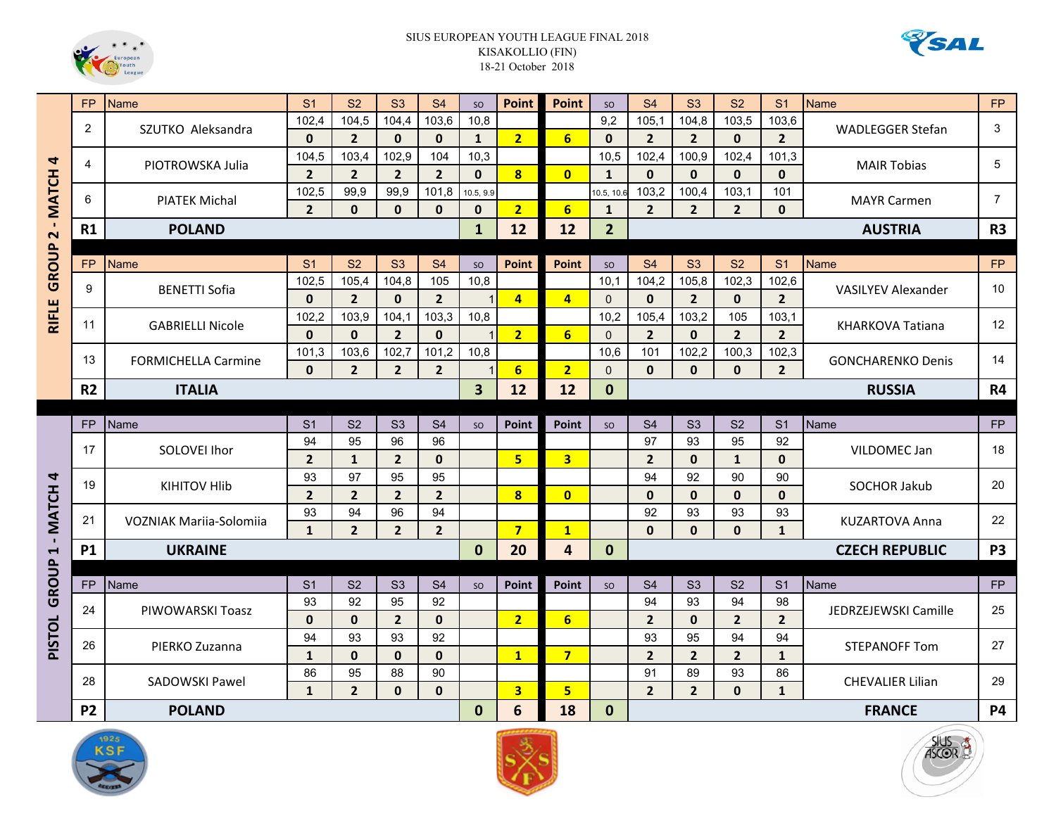SIUS EUROPEAN YOUTH LEAGUE FINAL 2018
KISAKOLLIO (FIN)
18-21 October 2018

## RIFLE GROUP 2 - MATCH 4

| FP | Name | S1 | S2 | S3 | S4 | SO | Point | Point | SO | S4 | S3 | S2 | S1 | Name | FP |
|---|---|---|---|---|---|---|---|---|---|---|---|---|---|---|---|
| 2 | SZUTKO Aleksandra | 102,4 | 104,5 | 104,4 | 103,6 | 10,8 | | | 9,2 | 105,1 | 104,8 | 103,5 | 103,6 | WADLEGGER Stefan | 3 |
| | | 0 | 2 | 0 | 0 | 1 | 2 | 6 | 0 | 2 | 2 | 0 | 2 | | |
| 4 | PIOTROWSKA Julia | 104,5 | 103,4 | 102,9 | 104 | 10,3 | | | 10,5 | 102,4 | 100,9 | 102,4 | 101,3 | MAIR Tobias | 5 |
| | | 2 | 2 | 2 | 2 | 0 | 8 | 0 | 1 | 0 | 0 | 0 | 0 | | |
| 6 | PIATEK Michal | 102,5 | 99,9 | 99,9 | 101,8 | 10.5, 9.9 | | | 10.5, 10.6 | 103,2 | 100,4 | 103,1 | 101 | MAYR Carmen | 7 |
| | | 2 | 0 | 0 | 0 | 0 | 2 | 6 | 1 | 2 | 2 | 2 | 0 | | |
| R1 | POLAND | | | | | 1 | 12 | 12 | 2 | | | | | AUSTRIA | R3 |

| FP | Name | S1 | S2 | S3 | S4 | SO | Point | Point | SO | S4 | S3 | S2 | S1 | Name | FP |
|---|---|---|---|---|---|---|---|---|---|---|---|---|---|---|---|
| 9 | BENETTI Sofia | 102,5 | 105,4 | 104,8 | 105 | 10,8 | | | 10,1 | 104,2 | 105,8 | 102,3 | 102,6 | VASILYEV Alexander | 10 |
| | | 0 | 2 | 0 | 2 | 1 | 4 | 4 | 0 | 0 | 2 | 0 | 2 | | |
| 11 | GABRIELLI Nicole | 102,2 | 103,9 | 104,1 | 103,3 | 10,8 | | | 10,2 | 105,4 | 103,2 | 105 | 103,1 | KHARKOVA Tatiana | 12 |
| | | 0 | 0 | 2 | 0 | 1 | 2 | 6 | 0 | 2 | 0 | 2 | 2 | | |
| 13 | FORMICHELLA Carmine | 101,3 | 103,6 | 102,7 | 101,2 | 10,8 | | | 10,6 | 101 | 102,2 | 100,3 | 102,3 | GONCHARENKO Denis | 14 |
| | | 0 | 2 | 2 | 2 | 1 | 6 | 2 | 0 | 0 | 0 | 0 | 2 | | |
| R2 | ITALIA | | | | | 3 | 12 | 12 | 0 | | | | | RUSSIA | R4 |

## PISTOL GROUP 1 - MATCH 4

| FP | Name | S1 | S2 | S3 | S4 | SO | Point | Point | SO | S4 | S3 | S2 | S1 | Name | FP |
|---|---|---|---|---|---|---|---|---|---|---|---|---|---|---|---|
| 17 | SOLOVEI Ihor | 94 | 95 | 96 | 96 | | | | | 97 | 93 | 95 | 92 | VILDOMEC Jan | 18 |
| | | 2 | 1 | 2 | 0 | | 5 | 3 | | 2 | 0 | 1 | 0 | | |
| 19 | KIHITOV Hlib | 93 | 97 | 95 | 95 | | | | | 94 | 92 | 90 | 90 | SOCHOR Jakub | 20 |
| | | 2 | 2 | 2 | 2 | | 8 | 0 | | 0 | 0 | 0 | 0 | | |
| 21 | VOZNIAK Mariia-Solomiia | 93 | 94 | 96 | 94 | | | | | 92 | 93 | 93 | 93 | KUZARTOVA Anna | 22 |
| | | 1 | 2 | 2 | 2 | | 7 | 1 | | 0 | 0 | 0 | 1 | | |
| P1 | UKRAINE | | | | | 0 | 20 | 4 | 0 | | | | | CZECH REPUBLIC | P3 |

| FP | Name | S1 | S2 | S3 | S4 | SO | Point | Point | SO | S4 | S3 | S2 | S1 | Name | FP |
|---|---|---|---|---|---|---|---|---|---|---|---|---|---|---|---|
| 24 | PIWOWARSKI Toasz | 93 | 92 | 95 | 92 | | | | | 94 | 93 | 94 | 98 | JEDRZEJEWSKI Camille | 25 |
| | | 0 | 0 | 2 | 0 | | 2 | 6 | | 2 | 0 | 2 | 2 | | |
| 26 | PIERKO Zuzanna | 94 | 93 | 93 | 92 | | | | | 93 | 95 | 94 | 94 | STEPANOFF Tom | 27 |
| | | 1 | 0 | 0 | 0 | | 1 | 7 | | 2 | 2 | 2 | 1 | | |
| 28 | SADOWSKI Pawel | 86 | 95 | 88 | 90 | | | | | 91 | 89 | 93 | 86 | CHEVALIER Lilian | 29 |
| | | 1 | 2 | 0 | 0 | | 3 | 5 | | 2 | 2 | 0 | 1 | | |
| P2 | POLAND | | | | | 0 | 6 | 18 | 0 | | | | | FRANCE | P4 |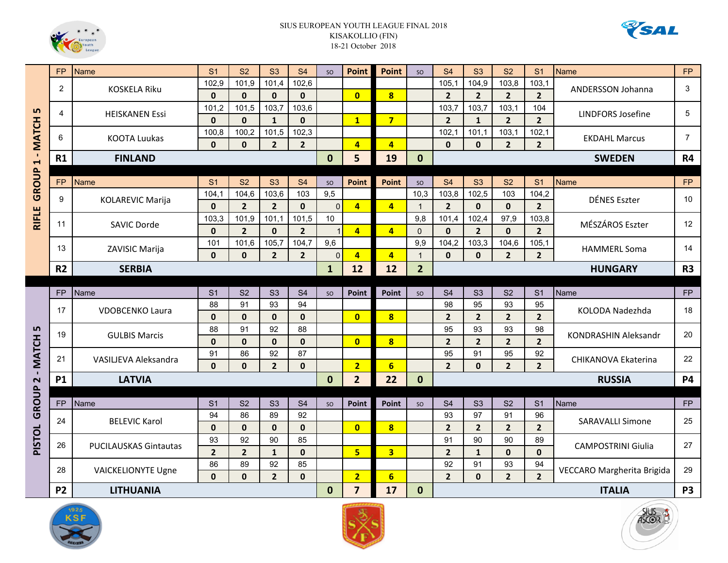SIUS EUROPEAN YOUTH LEAGUE FINAL 2018
KISAKOLLIO (FIN)
18-21 October 2018

## RIFLE GROUP 1 - MATCH 5

| FP | Name | S1 | S2 | S3 | S4 | SO | Point | Point | SO | S4 | S3 | S2 | S1 | Name | FP |
|---|---|---|---|---|---|---|---|---|---|---|---|---|---|---|---|
| 2 | KOSKELA Riku | 102,9 | 101,9 | 101,4 | 102,6 | | | | | 105,1 | 104,9 | 103,8 | 103,1 | ANDERSSON Johanna | 3 |
| | | 0 | 0 | 0 | 0 | | 0 | 8 | | 2 | 2 | 2 | 2 | | |
| 4 | HEISKANEN Essi | 101,2 | 101,5 | 103,7 | 103,6 | | | | | 103,7 | 103,7 | 103,1 | 104 | LINDFORS Josefine | 5 |
| | | 0 | 0 | 1 | 0 | | 1 | 7 | | 2 | 1 | 2 | 2 | | |
| 6 | KOOTA Luukas | 100,8 | 100,2 | 101,5 | 102,3 | | | | | 102,1 | 101,1 | 103,1 | 102,1 | EKDAHL Marcus | 7 |
| | | 0 | 0 | 2 | 2 | | 4 | 4 | | 0 | 0 | 2 | 2 | | |
| R1 | FINLAND | | | | | 0 | 5 | 19 | 0 | | | | | SWEDEN | R4 |

| FP | Name | S1 | S2 | S3 | S4 | SO | Point | Point | SO | S4 | S3 | S2 | S1 | Name | FP |
|---|---|---|---|---|---|---|---|---|---|---|---|---|---|---|---|
| 9 | KOLAREVIC Marija | 104,1 | 104,6 | 103,6 | 103 | 9,5 | | | 10,3 | 103,8 | 102,5 | 103 | 104,2 | DÉNES Eszter | 10 |
| | | 0 | 2 | 2 | 2 | 0 | 4 | 4 | 1 | 2 | 0 | 0 | 2 | | |
| 11 | SAVIC Dorde | 103,3 | 101,9 | 101,1 | 101,5 | 10 | | | 9,8 | 101,4 | 102,4 | 97,9 | 103,8 | MÉSZÁROS Eszter | 12 |
| | | 0 | 2 | 0 | 2 | 1 | 4 | 4 | 0 | 0 | 2 | 0 | 2 | | |
| 13 | ZAVISIC Marija | 101 | 101,6 | 105,7 | 104,7 | 9,6 | | | 9,9 | 104,2 | 103,3 | 104,6 | 105,1 | HAMMERL Soma | 14 |
| | | 0 | 0 | 2 | 2 | 0 | 4 | 4 | 1 | 0 | 0 | 2 | 2 | | |
| R2 | SERBIA | | | | | 1 | 12 | 12 | 2 | | | | | HUNGARY | R3 |

## PISTOL GROUP 2 - MATCH 5

| FP | Name | S1 | S2 | S3 | S4 | SO | Point | Point | SO | S4 | S3 | S2 | S1 | Name | FP |
|---|---|---|---|---|---|---|---|---|---|---|---|---|---|---|---|
| 17 | VDOBCENKO Laura | 88 | 91 | 93 | 94 | | | | | 98 | 95 | 93 | 95 | KOLODA Nadezhda | 18 |
| | | 0 | 0 | 0 | 0 | | 0 | 8 | | 2 | 2 | 2 | 2 | | |
| 19 | GULBIS Marcis | 88 | 91 | 92 | 88 | | | | | 95 | 93 | 93 | 98 | KONDRASHIN Aleksandr | 20 |
| | | 0 | 0 | 0 | 0 | | 0 | 8 | | 2 | 2 | 2 | 2 | | |
| 21 | VASILJEVA Aleksandra | 91 | 86 | 92 | 87 | | | | | 95 | 91 | 95 | 92 | CHIKANOVA Ekaterina | 22 |
| | | 0 | 0 | 2 | 0 | | 2 | 6 | | 2 | 0 | 2 | 2 | | |
| P1 | LATVIA | | | | | 0 | 2 | 22 | 0 | | | | | RUSSIA | P4 |

| FP | Name | S1 | S2 | S3 | S4 | SO | Point | Point | SO | S4 | S3 | S2 | S1 | Name | FP |
|---|---|---|---|---|---|---|---|---|---|---|---|---|---|---|---|
| 24 | BELEVIC Karol | 94 | 86 | 89 | 92 | | | | | 93 | 97 | 91 | 96 | SARAVALLI Simone | 25 |
| | | 0 | 0 | 0 | 0 | | 0 | 8 | | 2 | 2 | 2 | 2 | | |
| 26 | PUCILAUSKAS Gintautas | 93 | 92 | 90 | 85 | | | | | 91 | 90 | 90 | 89 | CAMPOSTRINI Giulia | 27 |
| | | 2 | 2 | 1 | 0 | | 5 | 3 | | 2 | 1 | 0 | 0 | | |
| 28 | VAICKELIONYTE Ugne | 86 | 89 | 92 | 85 | | | | | 92 | 91 | 93 | 94 | VECCARO Margherita Brigida | 29 |
| | | 0 | 0 | 2 | 0 | | 2 | 6 | | 2 | 0 | 2 | 2 | | |
| P2 | LITHUANIA | | | | | 0 | 7 | 17 | 0 | | | | | ITALIA | P3 |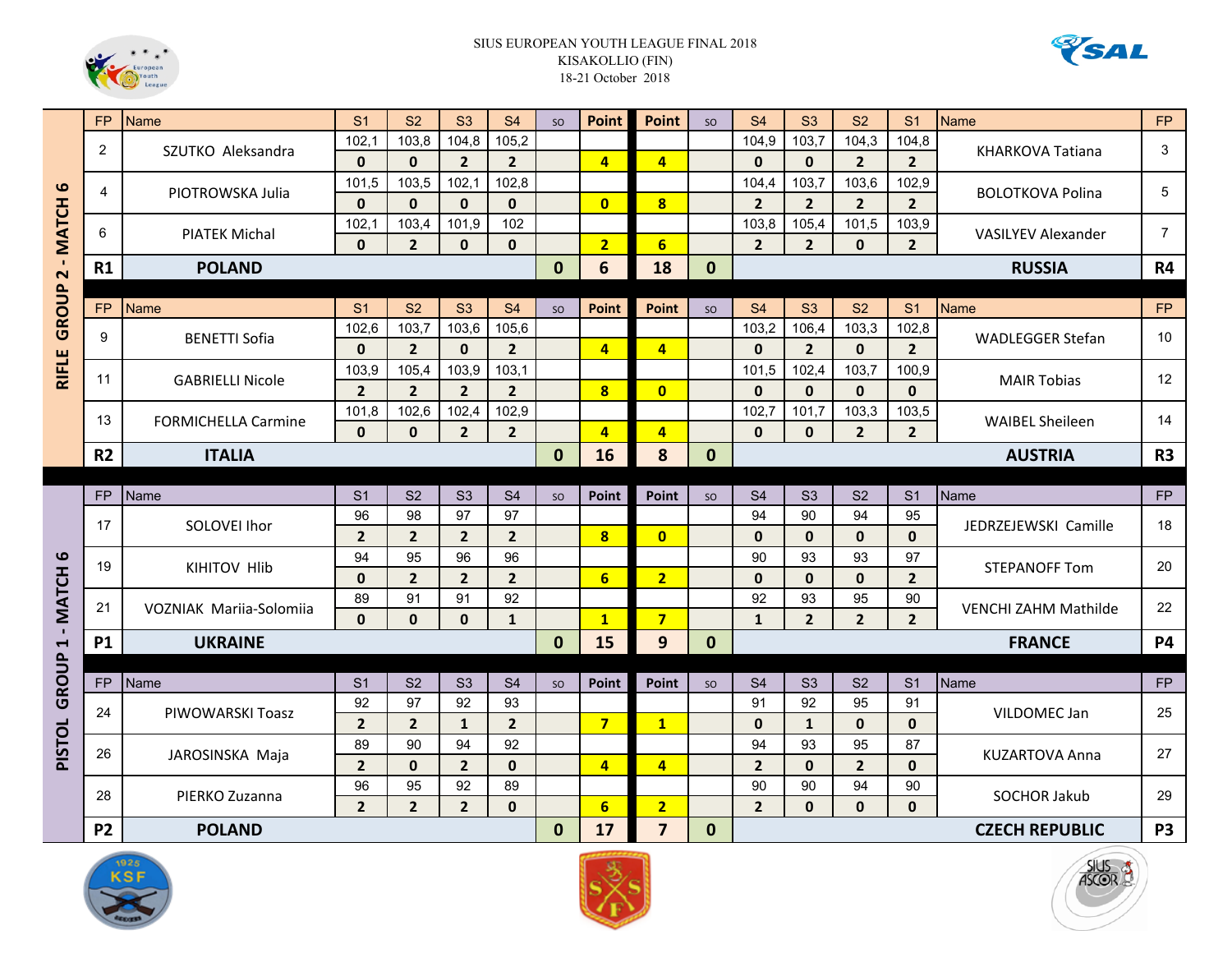SIUS EUROPEAN YOUTH LEAGUE FINAL 2018
KISAKOLLIO (FIN)
18-21 October 2018

## RIFLE GROUP 2 - MATCH 6

| FP | Name | S1 | S2 | S3 | S4 | SO | Point | Point | SO | S4 | S3 | S2 | S1 | Name | FP |
|---|---|---|---|---|---|---|---|---|---|---|---|---|---|---|---|
| 2 | SZUTKO Aleksandra | 102,1 | 103,8 | 104,8 | 105,2 | | | | | 104,9 | 103,7 | 104,3 | 104,8 | KHARKOVA Tatiana | 3 |
| | | 0 | 0 | 2 | 2 | | 4 | 4 | | 0 | 0 | 2 | 2 | | |
| 4 | PIOTROWSKA Julia | 101,5 | 103,5 | 102,1 | 102,8 | | | | | 104,4 | 103,7 | 103,6 | 102,9 | BOLOTKOVA Polina | 5 |
| | | 0 | 0 | 0 | 0 | | 0 | 8 | | 2 | 2 | 2 | 2 | | |
| 6 | PIATEK Michal | 102,1 | 103,4 | 101,9 | 102 | | | | | 103,8 | 105,4 | 101,5 | 103,9 | VASILYEV Alexander | 7 |
| | | 0 | 2 | 0 | 0 | | 2 | 6 | | 2 | 2 | 0 | 2 | | |
| R1 | POLAND | | | | | 0 | 6 | 18 | 0 | | | | | RUSSIA | R4 |

| FP | Name | S1 | S2 | S3 | S4 | SO | Point | Point | SO | S4 | S3 | S2 | S1 | Name | FP |
|---|---|---|---|---|---|---|---|---|---|---|---|---|---|---|---|
| 9 | BENETTI Sofia | 102,6 | 103,7 | 103,6 | 105,6 | | | | | 103,2 | 106,4 | 103,3 | 102,8 | WADLEGGER Stefan | 10 |
| | | 0 | 2 | 0 | 2 | | 4 | 4 | | 0 | 2 | 0 | 2 | | |
| 11 | GABRIELLI Nicole | 103,9 | 105,4 | 103,9 | 103,1 | | | | | 101,5 | 102,4 | 103,7 | 100,9 | MAIR Tobias | 12 |
| | | 2 | 2 | 2 | 2 | | 8 | 0 | | 0 | 0 | 0 | 0 | | |
| 13 | FORMICHELLA Carmine | 101,8 | 102,6 | 102,4 | 102,9 | | | | | 102,7 | 101,7 | 103,3 | 103,5 | WAIBEL Sheileen | 14 |
| | | 0 | 0 | 2 | 2 | | 4 | 4 | | 0 | 0 | 2 | 2 | | |
| R2 | ITALIA | | | | | 0 | 16 | 8 | 0 | | | | | AUSTRIA | R3 |

## PISTOL GROUP 1 - MATCH 6

| FP | Name | S1 | S2 | S3 | S4 | SO | Point | Point | SO | S4 | S3 | S2 | S1 | Name | FP |
|---|---|---|---|---|---|---|---|---|---|---|---|---|---|---|---|
| 17 | SOLOVEI Ihor | 96 | 98 | 97 | 97 | | | | | 94 | 90 | 94 | 95 | JEDRZEJEWSKI Camille | 18 |
| | | 2 | 2 | 2 | 2 | | 8 | 0 | | 0 | 0 | 0 | 0 | | |
| 19 | KIHITOV Hlib | 94 | 95 | 96 | 96 | | | | | 90 | 93 | 93 | 97 | STEPANOFF Tom | 20 |
| | | 0 | 2 | 2 | 2 | | 6 | 2 | | 0 | 0 | 0 | 2 | | |
| 21 | VOZNIAK Mariia-Solomiia | 89 | 91 | 91 | 92 | | | | | 92 | 93 | 95 | 90 | VENCHI ZAHM Mathilde | 22 |
| | | 0 | 0 | 0 | 1 | | 1 | 7 | | 1 | 2 | 2 | 2 | | |
| P1 | UKRAINE | | | | | 0 | 15 | 9 | 0 | | | | | FRANCE | P4 |

| FP | Name | S1 | S2 | S3 | S4 | SO | Point | Point | SO | S4 | S3 | S2 | S1 | Name | FP |
|---|---|---|---|---|---|---|---|---|---|---|---|---|---|---|---|
| 24 | PIWOWARSKI Toasz | 92 | 97 | 92 | 93 | | | | | 91 | 92 | 95 | 91 | VILDOMEC Jan | 25 |
| | | 2 | 2 | 1 | 2 | | 7 | 1 | | 0 | 1 | 0 | 0 | | |
| 26 | JAROSINSKA Maja | 89 | 90 | 94 | 92 | | | | | 94 | 93 | 95 | 87 | KUZARTOVA Anna | 27 |
| | | 2 | 0 | 2 | 0 | | 4 | 4 | | 2 | 0 | 2 | 0 | | |
| 28 | PIERKO Zuzanna | 96 | 95 | 92 | 89 | | | | | 90 | 90 | 94 | 90 | SOCHOR Jakub | 29 |
| | | 2 | 2 | 2 | 0 | | 6 | 2 | | 2 | 0 | 0 | 0 | | |
| P2 | POLAND | | | | | 0 | 17 | 7 | 0 | | | | | CZECH REPUBLIC | P3 |